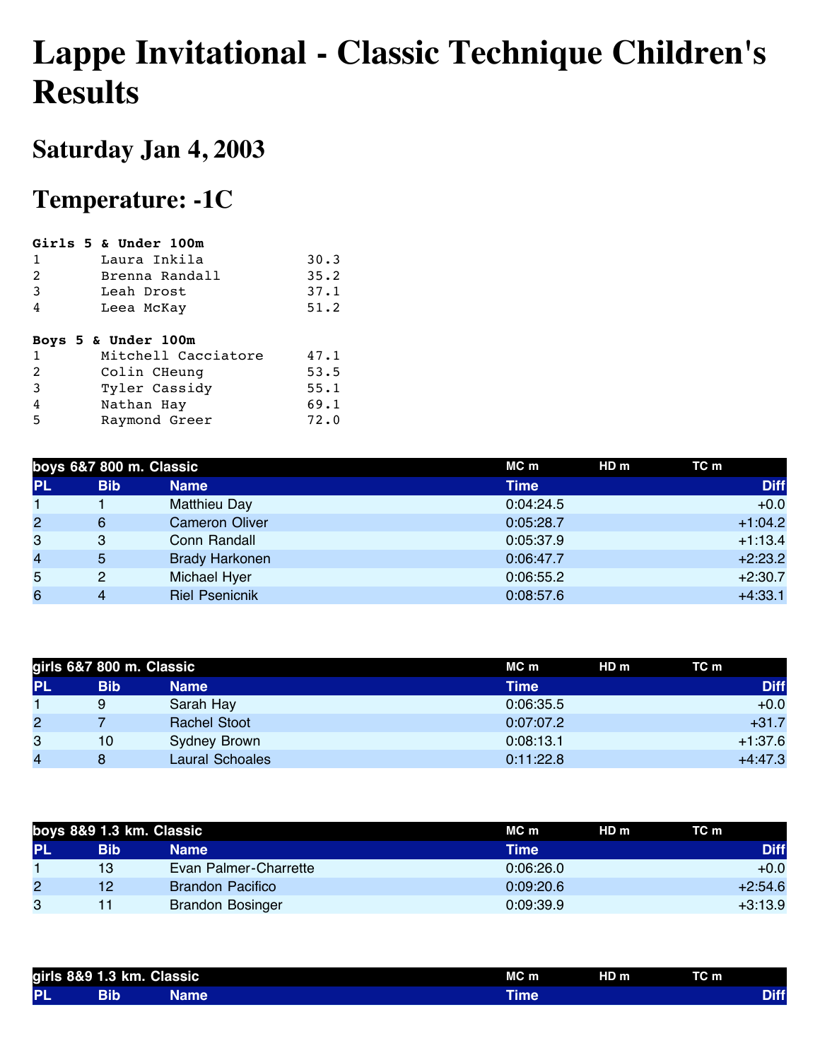# Lappe Invitational - Classic Technique Children's Results

## Saturday Jan 4, 2003

## Temperature: -1C

```
Girls 5 & Under 100m
1       Laura Inkila            30.3
2       Brenna Randall          35.2
3       Leah Drost              37.1
4       Leea McKay              51.2

Boys 5 & Under 100m
1       Mitchell Cacciatore     47.1
2       Colin CHeung            53.5
3       Tyler Cassidy           55.1
4       Nathan Hay              69.1
5       Raymond Greer           72.0
```

| boys 6&7 800 m. Classic | | | MC m | HD m | TC m |
|---|---|---|---|---|---|
| **PL** | **Bib** | **Name** | **Time** | | **Diff** |
| 1 | 1 | Matthieu Day | 0:04:24.5 | | +0.0 |
| 2 | 6 | Cameron Oliver | 0:05:28.7 | | +1:04.2 |
| 3 | 3 | Conn Randall | 0:05:37.9 | | +1:13.4 |
| 4 | 5 | Brady Harkonen | 0:06:47.7 | | +2:23.2 |
| 5 | 2 | Michael Hyer | 0:06:55.2 | | +2:30.7 |
| 6 | 4 | Riel Psenicnik | 0:08:57.6 | | +4:33.1 |

| girls 6&7 800 m. Classic | | | MC m | HD m | TC m |
|---|---|---|---|---|---|
| **PL** | **Bib** | **Name** | **Time** | | **Diff** |
| 1 | 9 | Sarah Hay | 0:06:35.5 | | +0.0 |
| 2 | 7 | Rachel Stoot | 0:07:07.2 | | +31.7 |
| 3 | 10 | Sydney Brown | 0:08:13.1 | | +1:37.6 |
| 4 | 8 | Laural Schoales | 0:11:22.8 | | +4:47.3 |

| boys 8&9 1.3 km. Classic | | | MC m | HD m | TC m |
|---|---|---|---|---|---|
| **PL** | **Bib** | **Name** | **Time** | | **Diff** |
| 1 | 13 | Evan Palmer-Charrette | 0:06:26.0 | | +0.0 |
| 2 | 12 | Brandon Pacifico | 0:09:20.6 | | +2:54.6 |
| 3 | 11 | Brandon Bosinger | 0:09:39.9 | | +3:13.9 |

| girls 8&9 1.3 km. Classic | | | MC m | HD m | TC m |
|---|---|---|---|---|---|
| **PL** | **Bib** | **Name** | **Time** | | **Diff** |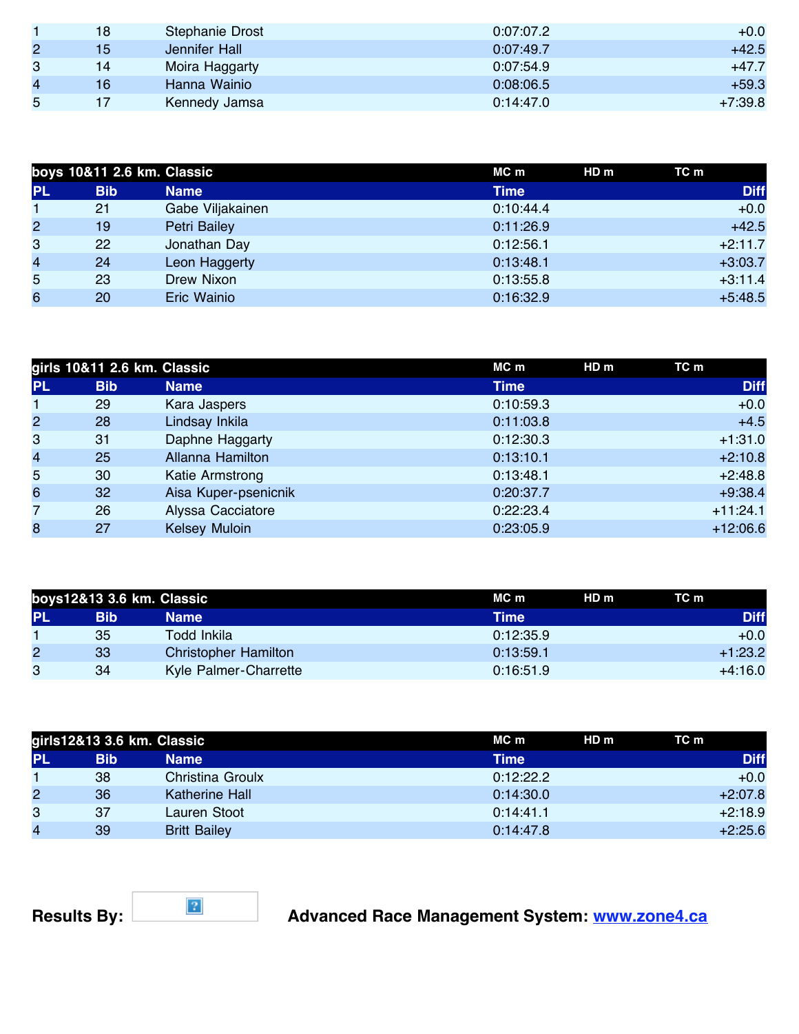| | | | | |
|---|---|---|---|---|
| 1 | 18 | Stephanie Drost | 0:07:07.2 | +0.0 |
| 2 | 15 | Jennifer Hall | 0:07:49.7 | +42.5 |
| 3 | 14 | Moira Haggarty | 0:07:54.9 | +47.7 |
| 4 | 16 | Hanna Wainio | 0:08:06.5 | +59.3 |
| 5 | 17 | Kennedy Jamsa | 0:14:47.0 | +7:39.8 |

**boys 10&11 2.6 km. Classic** — MC m, HD m, TC m

| PL | Bib | Name | Time | Diff |
|---|---|---|---|---|
| 1 | 21 | Gabe Viljakainen | 0:10:44.4 | +0.0 |
| 2 | 19 | Petri Bailey | 0:11:26.9 | +42.5 |
| 3 | 22 | Jonathan Day | 0:12:56.1 | +2:11.7 |
| 4 | 24 | Leon Haggerty | 0:13:48.1 | +3:03.7 |
| 5 | 23 | Drew Nixon | 0:13:55.8 | +3:11.4 |
| 6 | 20 | Eric Wainio | 0:16:32.9 | +5:48.5 |

**girls 10&11 2.6 km. Classic** — MC m, HD m, TC m

| PL | Bib | Name | Time | Diff |
|---|---|---|---|---|
| 1 | 29 | Kara Jaspers | 0:10:59.3 | +0.0 |
| 2 | 28 | Lindsay Inkila | 0:11:03.8 | +4.5 |
| 3 | 31 | Daphne Haggarty | 0:12:30.3 | +1:31.0 |
| 4 | 25 | Allanna Hamilton | 0:13:10.1 | +2:10.8 |
| 5 | 30 | Katie Armstrong | 0:13:48.1 | +2:48.8 |
| 6 | 32 | Aisa Kuper-psenicnik | 0:20:37.7 | +9:38.4 |
| 7 | 26 | Alyssa Cacciatore | 0:22:23.4 | +11:24.1 |
| 8 | 27 | Kelsey Muloin | 0:23:05.9 | +12:06.6 |

**boys12&13 3.6 km. Classic** — MC m, HD m, TC m

| PL | Bib | Name | Time | Diff |
|---|---|---|---|---|
| 1 | 35 | Todd Inkila | 0:12:35.9 | +0.0 |
| 2 | 33 | Christopher Hamilton | 0:13:59.1 | +1:23.2 |
| 3 | 34 | Kyle Palmer-Charrette | 0:16:51.9 | +4:16.0 |

**girls12&13 3.6 km. Classic** — MC m, HD m, TC m

| PL | Bib | Name | Time | Diff |
|---|---|---|---|---|
| 1 | 38 | Christina Groulx | 0:12:22.2 | +0.0 |
| 2 | 36 | Katherine Hall | 0:14:30.0 | +2:07.8 |
| 3 | 37 | Lauren Stoot | 0:14:41.1 | +2:18.9 |
| 4 | 39 | Britt Bailey | 0:14:47.8 | +2:25.6 |

**Results By:** **Advanced Race Management System: www.zone4.ca**